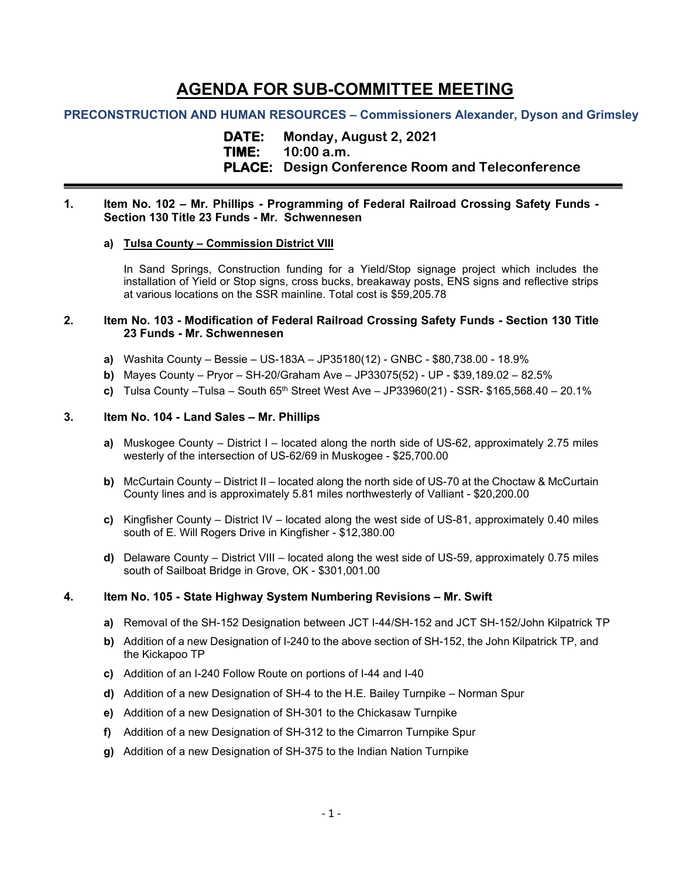# AGENDA FOR SUB-COMMITTEE MEETING

**PRECONSTRUCTION AND HUMAN RESOURCES – Commissioners Alexander, Dyson and Grimsley**

**DATE:** Monday, August 2, 2021
**TIME:** 10:00 a.m.
**PLACE:** Design Conference Room and Teleconference

---

**1. Item No. 102 – Mr. Phillips - Programming of Federal Railroad Crossing Safety Funds - Section 130 Title 23 Funds - Mr. Schwennesen**

**a) Tulsa County – Commission District VIII**

In Sand Springs, Construction funding for a Yield/Stop signage project which includes the installation of Yield or Stop signs, cross bucks, breakaway posts, ENS signs and reflective strips at various locations on the SSR mainline. Total cost is $59,205.78

**2. Item No. 103 - Modification of Federal Railroad Crossing Safety Funds - Section 130 Title 23 Funds - Mr. Schwennesen**

- **a)** Washita County – Bessie – US-183A – JP35180(12) - GNBC - $80,738.00 - 18.9%
- **b)** Mayes County – Pryor – SH-20/Graham Ave – JP33075(52) - UP - $39,189.02 – 82.5%
- **c)** Tulsa County –Tulsa – South 65th Street West Ave – JP33960(21) - SSR- $165,568.40 – 20.1%

**3. Item No. 104 - Land Sales – Mr. Phillips**

- **a)** Muskogee County – District I – located along the north side of US-62, approximately 2.75 miles westerly of the intersection of US-62/69 in Muskogee - $25,700.00
- **b)** McCurtain County – District II – located along the north side of US-70 at the Choctaw & McCurtain County lines and is approximately 5.81 miles northwesterly of Valliant - $20,200.00
- **c)** Kingfisher County – District IV – located along the west side of US-81, approximately 0.40 miles south of E. Will Rogers Drive in Kingfisher - $12,380.00
- **d)** Delaware County – District VIII – located along the west side of US-59, approximately 0.75 miles south of Sailboat Bridge in Grove, OK - $301,001.00

**4. Item No. 105 - State Highway System Numbering Revisions – Mr. Swift**

- **a)** Removal of the SH-152 Designation between JCT I-44/SH-152 and JCT SH-152/John Kilpatrick TP
- **b)** Addition of a new Designation of I-240 to the above section of SH-152, the John Kilpatrick TP, and the Kickapoo TP
- **c)** Addition of an I-240 Follow Route on portions of I-44 and I-40
- **d)** Addition of a new Designation of SH-4 to the H.E. Bailey Turnpike – Norman Spur
- **e)** Addition of a new Designation of SH-301 to the Chickasaw Turnpike
- **f)** Addition of a new Designation of SH-312 to the Cimarron Turnpike Spur
- **g)** Addition of a new Designation of SH-375 to the Indian Nation Turnpike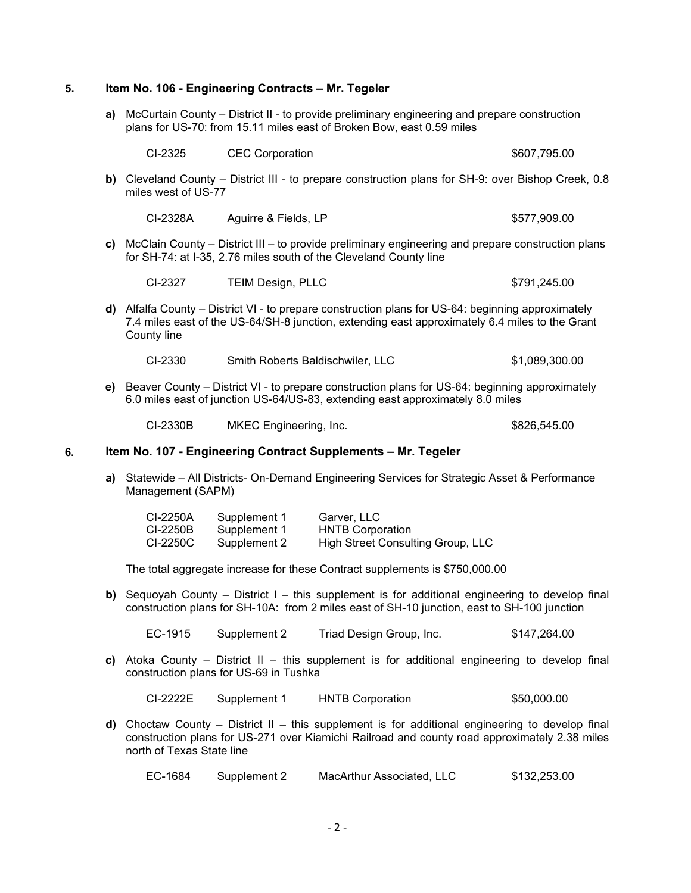**5. Item No. 106 - Engineering Contracts – Mr. Tegeler**

**a)** McCurtain County – District II - to provide preliminary engineering and prepare construction plans for US-70: from 15.11 miles east of Broken Bow, east 0.59 miles

| | | |
|---|---|---|
| CI-2325 | CEC Corporation | $607,795.00 |

**b)** Cleveland County – District III - to prepare construction plans for SH-9: over Bishop Creek, 0.8 miles west of US-77

| | | |
|---|---|---|
| CI-2328A | Aguirre & Fields, LP | $577,909.00 |

**c)** McClain County – District III – to provide preliminary engineering and prepare construction plans for SH-74: at I-35, 2.76 miles south of the Cleveland County line

| | | |
|---|---|---|
| CI-2327 | TEIM Design, PLLC | $791,245.00 |

**d)** Alfalfa County – District VI - to prepare construction plans for US-64: beginning approximately 7.4 miles east of the US-64/SH-8 junction, extending east approximately 6.4 miles to the Grant County line

| | | |
|---|---|---|
| CI-2330 | Smith Roberts Baldischwiler, LLC | $1,089,300.00 |

**e)** Beaver County – District VI - to prepare construction plans for US-64: beginning approximately 6.0 miles east of junction US-64/US-83, extending east approximately 8.0 miles

| | | |
|---|---|---|
| CI-2330B | MKEC Engineering, Inc. | $826,545.00 |

**6. Item No. 107 - Engineering Contract Supplements – Mr. Tegeler**

**a)** Statewide – All Districts- On-Demand Engineering Services for Strategic Asset & Performance Management (SAPM)

| | | |
|---|---|---|
| CI-2250A | Supplement 1 | Garver, LLC |
| CI-2250B | Supplement 1 | HNTB Corporation |
| CI-2250C | Supplement 2 | High Street Consulting Group, LLC |

The total aggregate increase for these Contract supplements is $750,000.00

**b)** Sequoyah County – District I – this supplement is for additional engineering to develop final construction plans for SH-10A: from 2 miles east of SH-10 junction, east to SH-100 junction

| | | | |
|---|---|---|---|
| EC-1915 | Supplement 2 | Triad Design Group, Inc. | $147,264.00 |

**c)** Atoka County – District II – this supplement is for additional engineering to develop final construction plans for US-69 in Tushka

| | | | |
|---|---|---|---|
| CI-2222E | Supplement 1 | HNTB Corporation | $50,000.00 |

**d)** Choctaw County – District II – this supplement is for additional engineering to develop final construction plans for US-271 over Kiamichi Railroad and county road approximately 2.38 miles north of Texas State line

| | | | |
|---|---|---|---|
| EC-1684 | Supplement 2 | MacArthur Associated, LLC | $132,253.00 |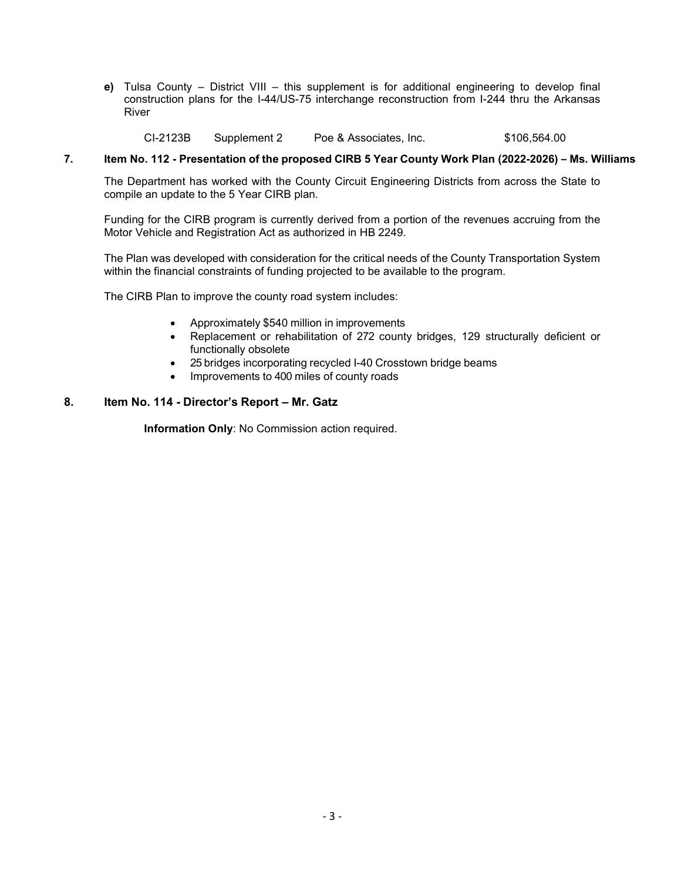**e)** Tulsa County – District VIII – this supplement is for additional engineering to develop final construction plans for the I-44/US-75 interchange reconstruction from I-244 thru the Arkansas River

| | | | |
|---|---|---|---|
| CI-2123B | Supplement 2 | Poe & Associates, Inc. | $106,564.00 |

## 7. Item No. 112 - Presentation of the proposed CIRB 5 Year County Work Plan (2022-2026) – Ms. Williams

The Department has worked with the County Circuit Engineering Districts from across the State to compile an update to the 5 Year CIRB plan.

Funding for the CIRB program is currently derived from a portion of the revenues accruing from the Motor Vehicle and Registration Act as authorized in HB 2249.

The Plan was developed with consideration for the critical needs of the County Transportation System within the financial constraints of funding projected to be available to the program.

The CIRB Plan to improve the county road system includes:

- Approximately $540 million in improvements
- Replacement or rehabilitation of 272 county bridges, 129 structurally deficient or functionally obsolete
- 25 bridges incorporating recycled I-40 Crosstown bridge beams
- Improvements to 400 miles of county roads

## 8. Item No. 114 - Director's Report – Mr. Gatz

**Information Only**: No Commission action required.